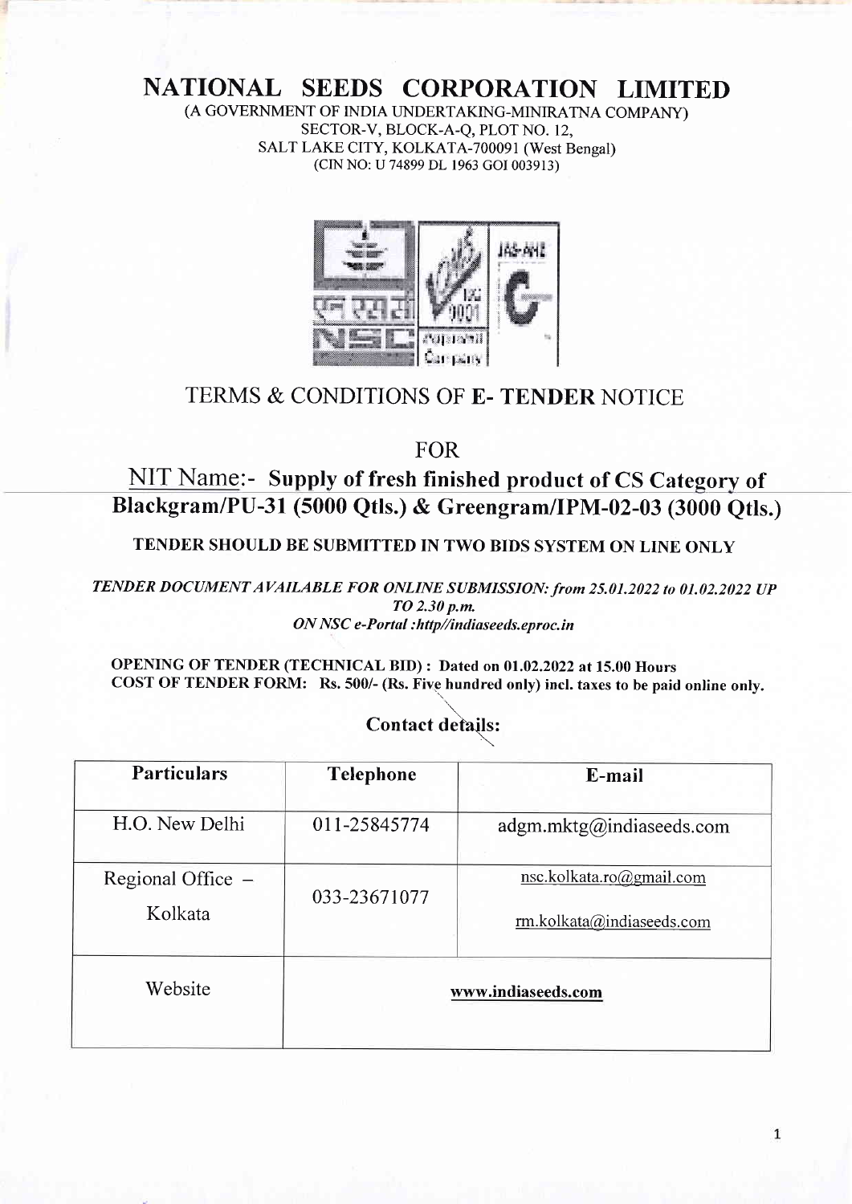# NATIONAL SEEDS CORPORATION LIMITED

(A GOVERNMENT OF INDIA UNDERTAKING-MINIRATNA COMPANY)
SECTOR-V, BLOCK-A-Q, PLOT NO. 12,
SALT LAKE CITY, KOLKATA-700091 (West Bengal)
(CIN NO: U 74899 DL 1963 GOI 003913)

## TERMS & CONDITIONS OF **E- TENDER** NOTICE

FOR

## NIT Name:- **Supply of fresh finished product of CS Category of Blackgram/PU-31 (5000 Qtls.) & Greengram/IPM-02-03 (3000 Qtls.)**

**TENDER SHOULD BE SUBMITTED IN TWO BIDS SYSTEM ON LINE ONLY**

***TENDER DOCUMENT AVAILABLE FOR ONLINE SUBMISSION: from 25.01.2022 to 01.02.2022 UP TO 2.30 p.m.***
***ON NSC e-Portal :http//indiaseeds.eproc.in***

**OPENING OF TENDER (TECHNICAL BID) : Dated on 01.02.2022 at 15.00 Hours**
**COST OF TENDER FORM: Rs. 500/- (Rs. Five hundred only) incl. taxes to be paid online only.**

**Contact details:**

| **Particulars** | **Telephone** | **E-mail** |
|---|---|---|
| H.O. New Delhi | 011-25845774 | adgm.mktg@indiaseeds.com |
| Regional Office – Kolkata | 033-23671077 | nsc.kolkata.ro@gmail.com<br>rm.kolkata@indiaseeds.com |
| Website | **www.indiaseeds.com** | |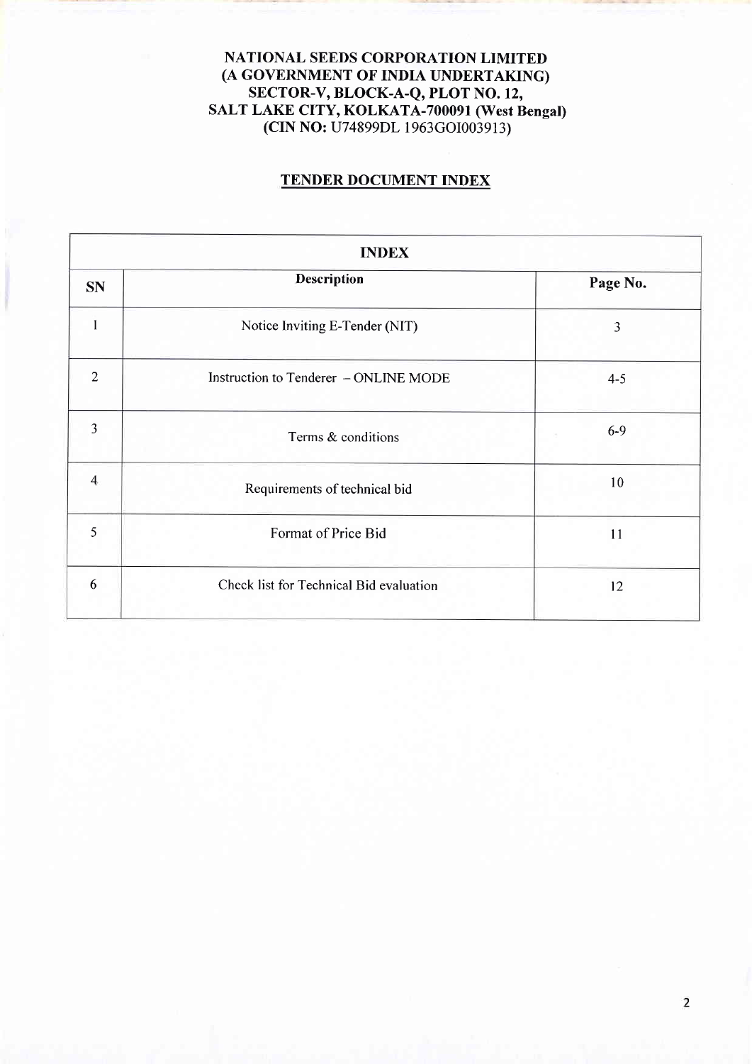**NATIONAL SEEDS CORPORATION LIMITED**
**(A GOVERNMENT OF INDIA UNDERTAKING)**
**SECTOR-V, BLOCK-A-Q, PLOT NO. 12,**
**SALT LAKE CITY, KOLKATA-700091 (West Bengal)**
**(CIN NO:** U74899DL 1963GOI003913)

## TENDER DOCUMENT INDEX

| INDEX | | |
|---|---|---|
| **SN** | **Description** | **Page No.** |
| 1 | Notice Inviting E-Tender (NIT) | 3 |
| 2 | Instruction to Tenderer – ONLINE MODE | 4-5 |
| 3 | Terms & conditions | 6-9 |
| 4 | Requirements of technical bid | 10 |
| 5 | Format of Price Bid | 11 |
| 6 | Check list for Technical Bid evaluation | 12 |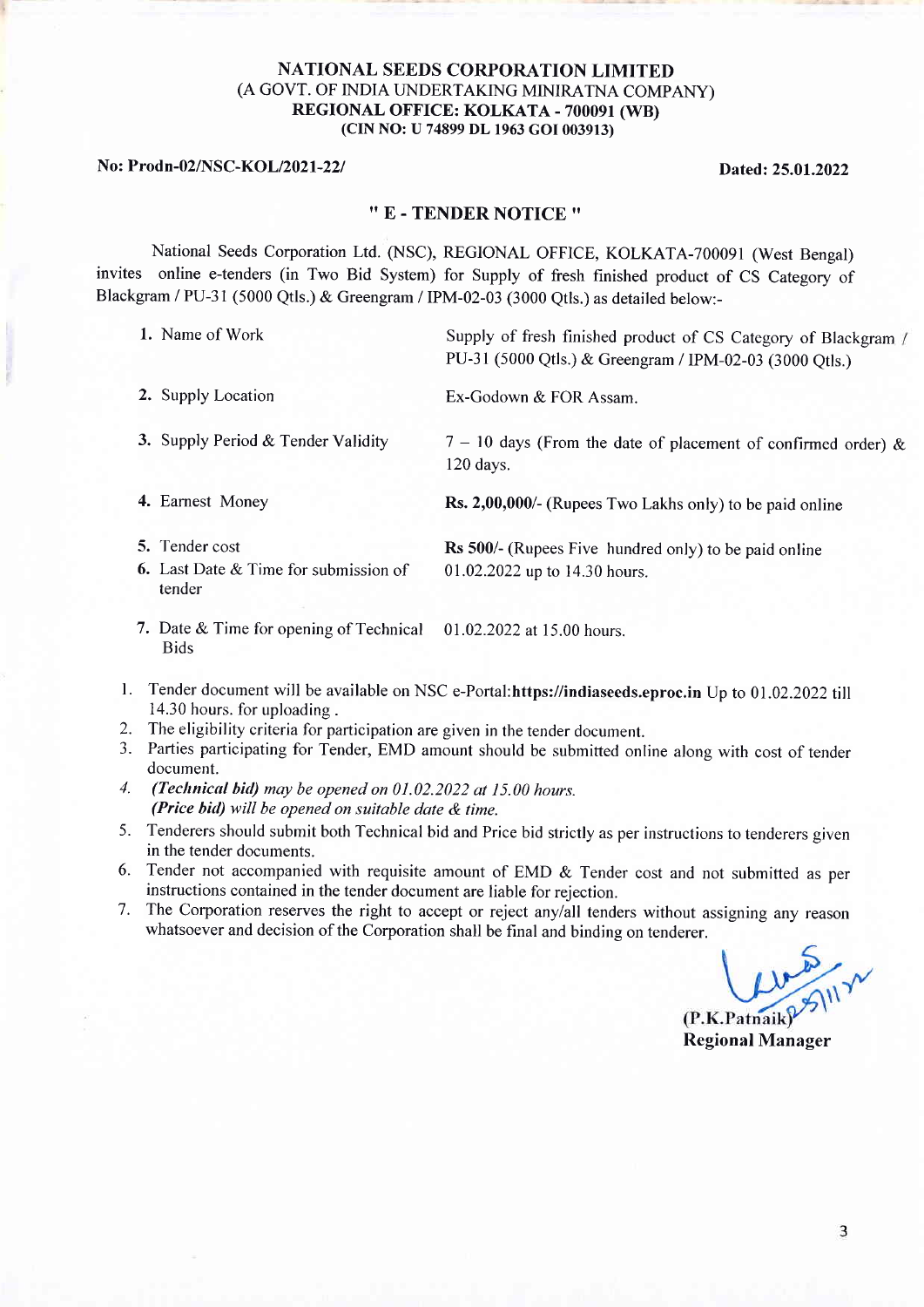**NATIONAL SEEDS CORPORATION LIMITED**
(A GOVT. OF INDIA UNDERTAKING MINIRATNA COMPANY)
**REGIONAL OFFICE: KOLKATA - 700091 (WB)**
**(CIN NO: U 74899 DL 1963 GOI 003913)**

**No: Prodn-02/NSC-KOL/2021-22/** **Dated: 25.01.2022**

## " E - TENDER NOTICE "

National Seeds Corporation Ltd. (NSC), REGIONAL OFFICE, KOLKATA-700091 (West Bengal) invites online e-tenders (in Two Bid System) for Supply of fresh finished product of CS Category of Blackgram / PU-31 (5000 Qtls.) & Greengram / IPM-02-03 (3000 Qtls.) as detailed below:-

| | |
|---|---|
| 1. Name of Work | Supply of fresh finished product of CS Category of Blackgram / PU-31 (5000 Qtls.) & Greengram / IPM-02-03 (3000 Qtls.) |
| 2. Supply Location | Ex-Godown & FOR Assam. |
| 3. Supply Period & Tender Validity | 7 – 10 days (From the date of placement of confirmed order) & 120 days. |
| 4. Earnest Money | **Rs. 2,00,000/-** (Rupees Two Lakhs only) to be paid online |
| 5. Tender cost | **Rs 500/-** (Rupees Five hundred only) to be paid online |
| 6. Last Date & Time for submission of tender | 01.02.2022 up to 14.30 hours. |
| 7. Date & Time for opening of Technical Bids | 01.02.2022 at 15.00 hours. |

1. Tender document will be available on NSC e-Portal:**https://indiaseeds.eproc.in** Up to 01.02.2022 till 14.30 hours. for uploading .
2. The eligibility criteria for participation are given in the tender document.
3. Parties participating for Tender, EMD amount should be submitted online along with cost of tender document.
4. ***(Technical bid)*** *may be opened on 01.02.2022 at 15.00 hours.*
   ***(Price bid)*** *will be opened on suitable date & time.*
5. Tenderers should submit both Technical bid and Price bid strictly as per instructions to tenderers given in the tender documents.
6. Tender not accompanied with requisite amount of EMD & Tender cost and not submitted as per instructions contained in the tender document are liable for rejection.
7. The Corporation reserves the right to accept or reject any/all tenders without assigning any reason whatsoever and decision of the Corporation shall be final and binding on tenderer.

(P.K.Patnaik)
**Regional Manager**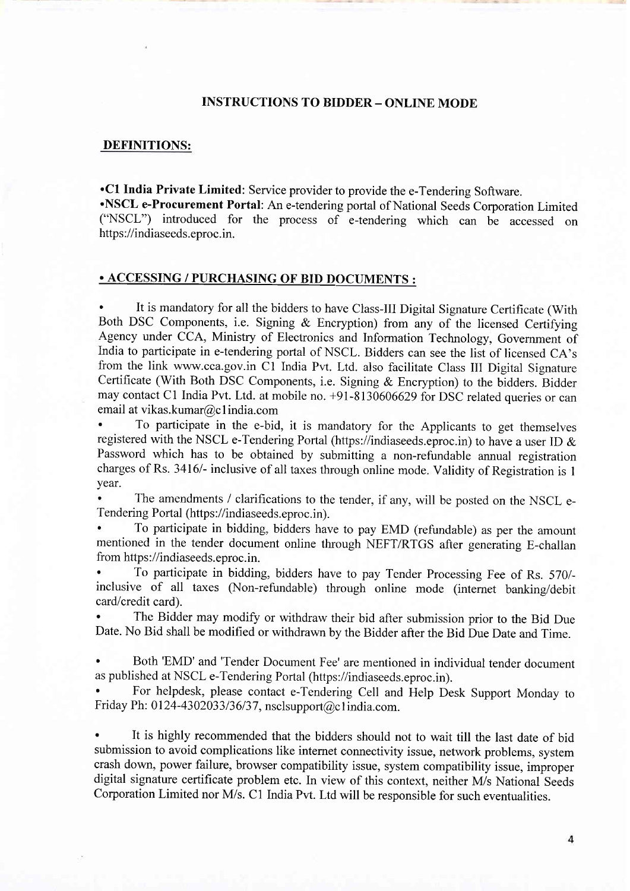## INSTRUCTIONS TO BIDDER – ONLINE MODE

### DEFINITIONS:

- **C1 India Private Limited**: Service provider to provide the e-Tendering Software.
- **NSCL e-Procurement Portal**: An e-tendering portal of National Seeds Corporation Limited ("NSCL") introduced for the process of e-tendering which can be accessed on https://indiaseeds.eproc.in.

### • ACCESSING / PURCHASING OF BID DOCUMENTS :

- It is mandatory for all the bidders to have Class-III Digital Signature Certificate (With Both DSC Components, i.e. Signing & Encryption) from any of the licensed Certifying Agency under CCA, Ministry of Electronics and Information Technology, Government of India to participate in e-tendering portal of NSCL. Bidders can see the list of licensed CA's from the link www.cca.gov.in C1 India Pvt. Ltd. also facilitate Class III Digital Signature Certificate (With Both DSC Components, i.e. Signing & Encryption) to the bidders. Bidder may contact C1 India Pvt. Ltd. at mobile no. +91-8130606629 for DSC related queries or can email at vikas.kumar@c1india.com
- To participate in the e-bid, it is mandatory for the Applicants to get themselves registered with the NSCL e-Tendering Portal (https://indiaseeds.eproc.in) to have a user ID & Password which has to be obtained by submitting a non-refundable annual registration charges of Rs. 3416/- inclusive of all taxes through online mode. Validity of Registration is 1 year.
- The amendments / clarifications to the tender, if any, will be posted on the NSCL e-Tendering Portal (https://indiaseeds.eproc.in).
- To participate in bidding, bidders have to pay EMD (refundable) as per the amount mentioned in the tender document online through NEFT/RTGS after generating E-challan from https://indiaseeds.eproc.in.
- To participate in bidding, bidders have to pay Tender Processing Fee of Rs. 570/- inclusive of all taxes (Non-refundable) through online mode (internet banking/debit card/credit card).
- The Bidder may modify or withdraw their bid after submission prior to the Bid Due Date. No Bid shall be modified or withdrawn by the Bidder after the Bid Due Date and Time.
- Both 'EMD' and 'Tender Document Fee' are mentioned in individual tender document as published at NSCL e-Tendering Portal (https://indiaseeds.eproc.in).
- For helpdesk, please contact e-Tendering Cell and Help Desk Support Monday to Friday Ph: 0124-4302033/36/37, nsclsupport@c1india.com.
- It is highly recommended that the bidders should not to wait till the last date of bid submission to avoid complications like internet connectivity issue, network problems, system crash down, power failure, browser compatibility issue, system compatibility issue, improper digital signature certificate problem etc. In view of this context, neither M/s National Seeds Corporation Limited nor M/s. C1 India Pvt. Ltd will be responsible for such eventualities.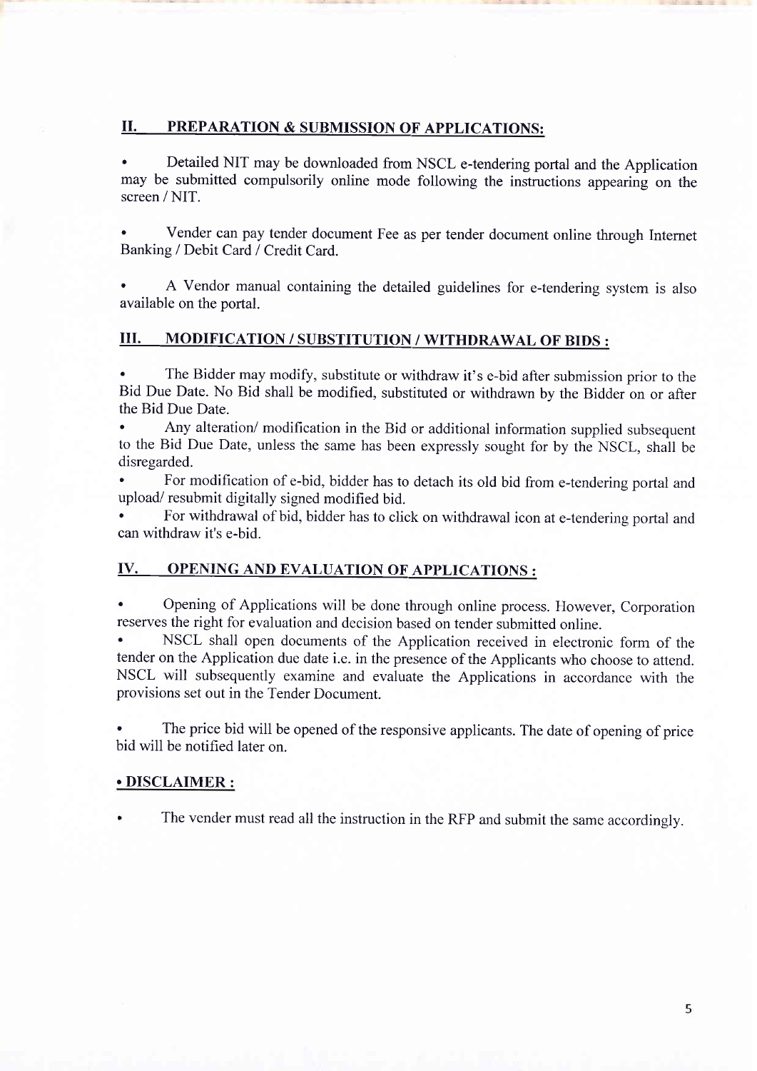## II. PREPARATION & SUBMISSION OF APPLICATIONS:

- Detailed NIT may be downloaded from NSCL e-tendering portal and the Application may be submitted compulsorily online mode following the instructions appearing on the screen / NIT.

- Vender can pay tender document Fee as per tender document online through Internet Banking / Debit Card / Credit Card.

- A Vendor manual containing the detailed guidelines for e-tendering system is also available on the portal.

## III. MODIFICATION / SUBSTITUTION / WITHDRAWAL OF BIDS :

- The Bidder may modify, substitute or withdraw it's e-bid after submission prior to the Bid Due Date. No Bid shall be modified, substituted or withdrawn by the Bidder on or after the Bid Due Date.
- Any alteration/ modification in the Bid or additional information supplied subsequent to the Bid Due Date, unless the same has been expressly sought for by the NSCL, shall be disregarded.
- For modification of e-bid, bidder has to detach its old bid from e-tendering portal and upload/ resubmit digitally signed modified bid.
- For withdrawal of bid, bidder has to click on withdrawal icon at e-tendering portal and can withdraw it's e-bid.

## IV. OPENING AND EVALUATION OF APPLICATIONS :

- Opening of Applications will be done through online process. However, Corporation reserves the right for evaluation and decision based on tender submitted online.
- NSCL shall open documents of the Application received in electronic form of the tender on the Application due date i.e. in the presence of the Applicants who choose to attend. NSCL will subsequently examine and evaluate the Applications in accordance with the provisions set out in the Tender Document.

- The price bid will be opened of the responsive applicants. The date of opening of price bid will be notified later on.

## • DISCLAIMER :

- The vender must read all the instruction in the RFP and submit the same accordingly.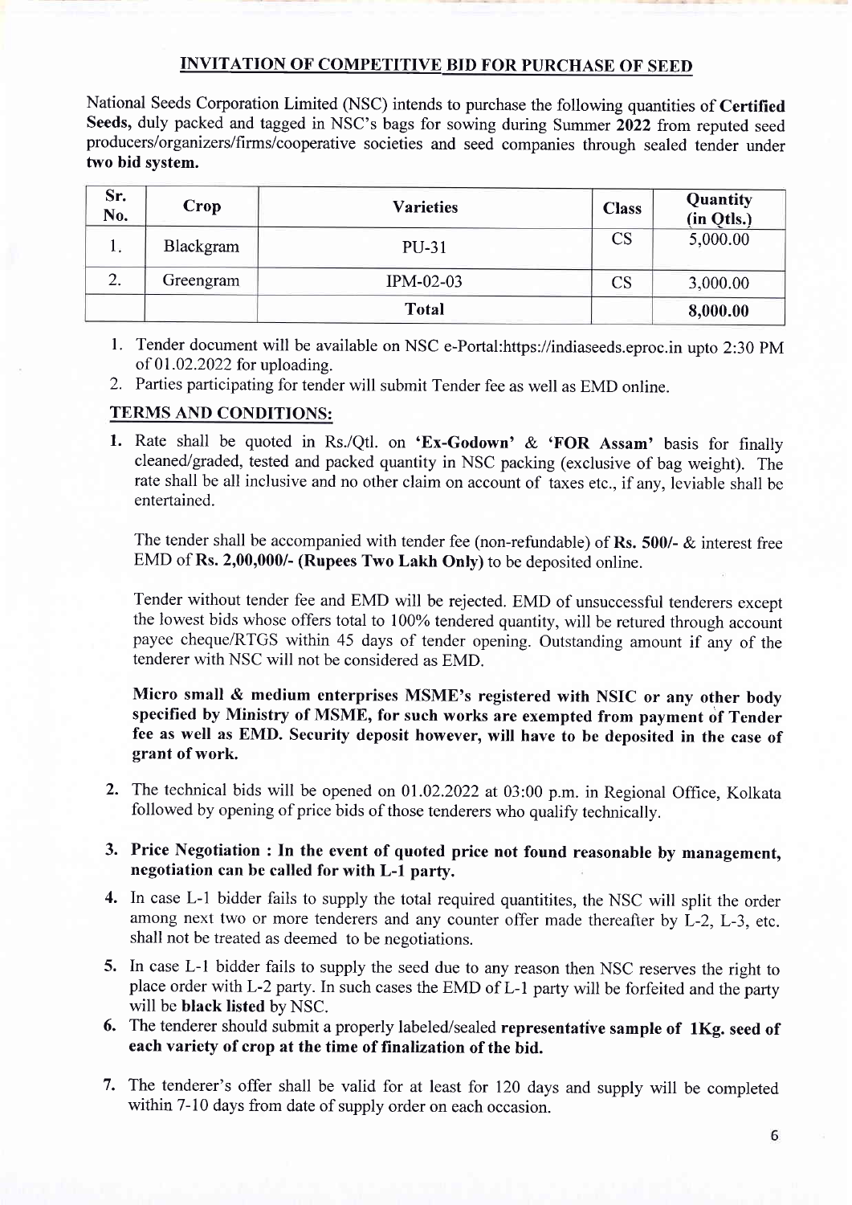## INVITATION OF COMPETITIVE BID FOR PURCHASE OF SEED

National Seeds Corporation Limited (NSC) intends to purchase the following quantities of **Certified Seeds,** duly packed and tagged in NSC's bags for sowing during Summer **2022** from reputed seed producers/organizers/firms/cooperative societies and seed companies through sealed tender under **two bid system.**

| Sr. No. | Crop | Varieties | Class | Quantity (in Qtls.) |
|---|---|---|---|---|
| 1. | Blackgram | PU-31 | CS | 5,000.00 |
| 2. | Greengram | IPM-02-03 | CS | 3,000.00 |
| | | **Total** | | **8,000.00** |

1. Tender document will be available on NSC e-Portal:https://indiaseeds.eproc.in upto 2:30 PM of 01.02.2022 for uploading.
2. Parties participating for tender will submit Tender fee as well as EMD online.

### TERMS AND CONDITIONS:

1. Rate shall be quoted in Rs./Qtl. on **'Ex-Godown'** & **'FOR Assam'** basis for finally cleaned/graded, tested and packed quantity in NSC packing (exclusive of bag weight). The rate shall be all inclusive and no other claim on account of taxes etc., if any, leviable shall be entertained.

   The tender shall be accompanied with tender fee (non-refundable) of **Rs. 500/-** & interest free EMD of **Rs. 2,00,000/- (Rupees Two Lakh Only)** to be deposited online.

   Tender without tender fee and EMD will be rejected. EMD of unsuccessful tenderers except the lowest bids whose offers total to 100% tendered quantity, will be retured through account payee cheque/RTGS within 45 days of tender opening. Outstanding amount if any of the tenderer with NSC will not be considered as EMD.

   **Micro small & medium enterprises MSME's registered with NSIC or any other body specified by Ministry of MSME, for such works are exempted from payment of Tender fee as well as EMD. Security deposit however, will have to be deposited in the case of grant of work.**

2. The technical bids will be opened on 01.02.2022 at 03:00 p.m. in Regional Office, Kolkata followed by opening of price bids of those tenderers who qualify technically.
3. **Price Negotiation : In the event of quoted price not found reasonable by management, negotiation can be called for with L-1 party.**
4. In case L-1 bidder fails to supply the total required quantitites, the NSC will split the order among next two or more tenderers and any counter offer made thereafter by L-2, L-3, etc. shall not be treated as deemed to be negotiations.
5. In case L-1 bidder fails to supply the seed due to any reason then NSC reserves the right to place order with L-2 party. In such cases the EMD of L-1 party will be forfeited and the party will be **black listed** by NSC.
6. The tenderer should submit a properly labeled/sealed **representative sample of 1Kg. seed of each variety of crop at the time of finalization of the bid.**
7. The tenderer's offer shall be valid for at least for 120 days and supply will be completed within 7-10 days from date of supply order on each occasion.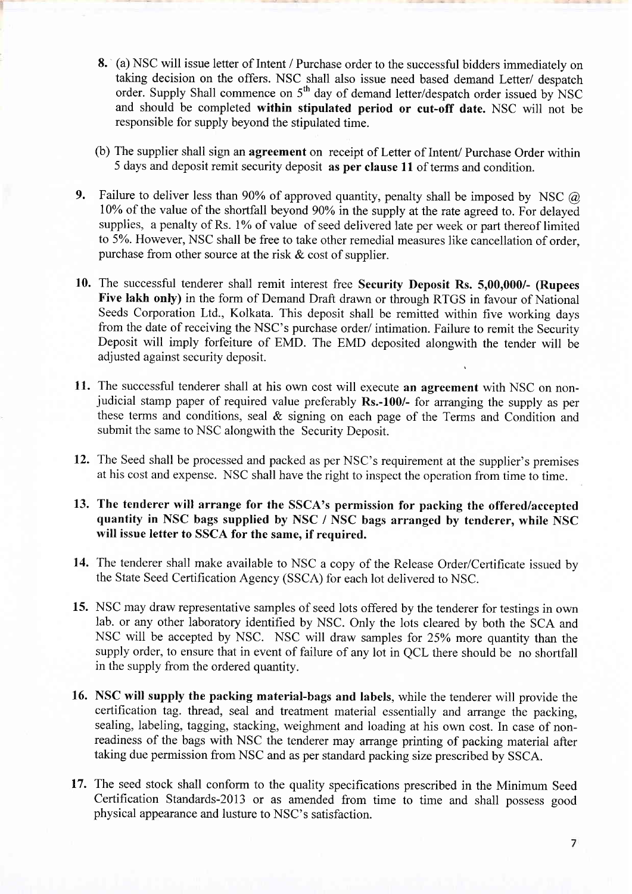8. (a) NSC will issue letter of Intent / Purchase order to the successful bidders immediately on taking decision on the offers. NSC shall also issue need based demand Letter/ despatch order. Supply Shall commence on 5[th] day of demand letter/despatch order issued by NSC and should be completed **within stipulated period or cut-off date.** NSC will not be responsible for supply beyond the stipulated time.

   (b) The supplier shall sign an **agreement** on receipt of Letter of Intent/ Purchase Order within 5 days and deposit remit security deposit **as per clause 11** of terms and condition.

9. Failure to deliver less than 90% of approved quantity, penalty shall be imposed by NSC @ 10% of the value of the shortfall beyond 90% in the supply at the rate agreed to. For delayed supplies, a penalty of Rs. 1% of value of seed delivered late per week or part thereof limited to 5%. However, NSC shall be free to take other remedial measures like cancellation of order, purchase from other source at the risk & cost of supplier.

10. The successful tenderer shall remit interest free **Security Deposit Rs. 5,00,000/- (Rupees Five lakh only)** in the form of Demand Draft drawn or through RTGS in favour of National Seeds Corporation Ltd., Kolkata. This deposit shall be remitted within five working days from the date of receiving the NSC's purchase order/ intimation. Failure to remit the Security Deposit will imply forfeiture of EMD. The EMD deposited alongwith the tender will be adjusted against security deposit.

11. The successful tenderer shall at his own cost will execute **an agreement** with NSC on non-judicial stamp paper of required value preferably **Rs.-100/-** for arranging the supply as per these terms and conditions, seal & signing on each page of the Terms and Condition and submit the same to NSC alongwith the Security Deposit.

12. The Seed shall be processed and packed as per NSC's requirement at the supplier's premises at his cost and expense. NSC shall have the right to inspect the operation from time to time.

13. **The tenderer will arrange for the SSCA's permission for packing the offered/accepted quantity in NSC bags supplied by NSC / NSC bags arranged by tenderer, while NSC will issue letter to SSCA for the same, if required.**

14. The tenderer shall make available to NSC a copy of the Release Order/Certificate issued by the State Seed Certification Agency (SSCA) for each lot delivered to NSC.

15. NSC may draw representative samples of seed lots offered by the tenderer for testings in own lab. or any other laboratory identified by NSC. Only the lots cleared by both the SCA and NSC will be accepted by NSC. NSC will draw samples for 25% more quantity than the supply order, to ensure that in event of failure of any lot in QCL there should be no shortfall in the supply from the ordered quantity.

16. **NSC will supply the packing material-bags and labels**, while the tenderer will provide the certification tag. thread, seal and treatment material essentially and arrange the packing, sealing, labeling, tagging, stacking, weighment and loading at his own cost. In case of non-readiness of the bags with NSC the tenderer may arrange printing of packing material after taking due permission from NSC and as per standard packing size prescribed by SSCA.

17. The seed stock shall conform to the quality specifications prescribed in the Minimum Seed Certification Standards-2013 or as amended from time to time and shall possess good physical appearance and lusture to NSC's satisfaction.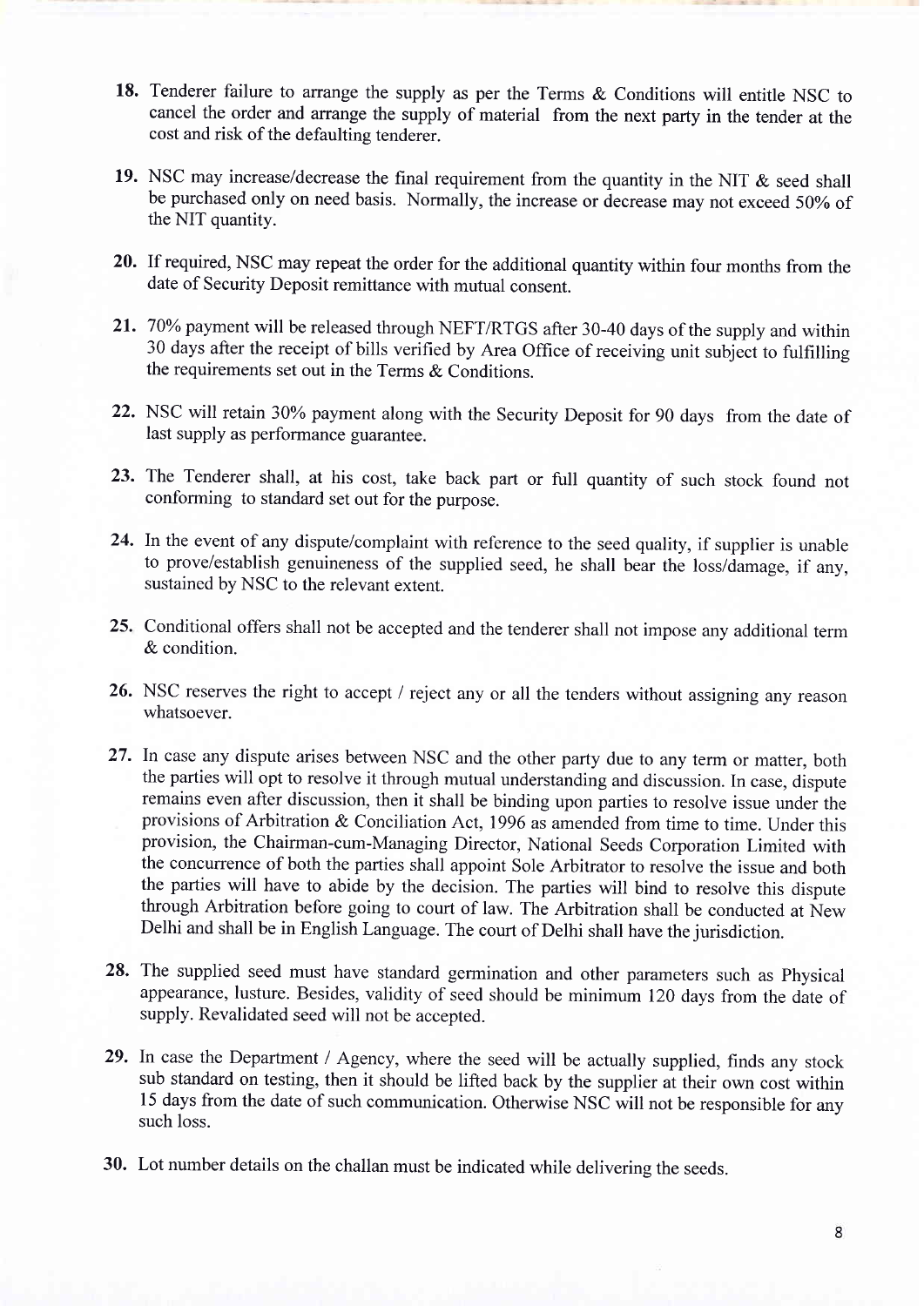18. Tenderer failure to arrange the supply as per the Terms & Conditions will entitle NSC to cancel the order and arrange the supply of material from the next party in the tender at the cost and risk of the defaulting tenderer.

19. NSC may increase/decrease the final requirement from the quantity in the NIT & seed shall be purchased only on need basis. Normally, the increase or decrease may not exceed 50% of the NIT quantity.

20. If required, NSC may repeat the order for the additional quantity within four months from the date of Security Deposit remittance with mutual consent.

21. 70% payment will be released through NEFT/RTGS after 30-40 days of the supply and within 30 days after the receipt of bills verified by Area Office of receiving unit subject to fulfilling the requirements set out in the Terms & Conditions.

22. NSC will retain 30% payment along with the Security Deposit for 90 days from the date of last supply as performance guarantee.

23. The Tenderer shall, at his cost, take back part or full quantity of such stock found not conforming to standard set out for the purpose.

24. In the event of any dispute/complaint with reference to the seed quality, if supplier is unable to prove/establish genuineness of the supplied seed, he shall bear the loss/damage, if any, sustained by NSC to the relevant extent.

25. Conditional offers shall not be accepted and the tenderer shall not impose any additional term & condition.

26. NSC reserves the right to accept / reject any or all the tenders without assigning any reason whatsoever.

27. In case any dispute arises between NSC and the other party due to any term or matter, both the parties will opt to resolve it through mutual understanding and discussion. In case, dispute remains even after discussion, then it shall be binding upon parties to resolve issue under the provisions of Arbitration & Conciliation Act, 1996 as amended from time to time. Under this provision, the Chairman-cum-Managing Director, National Seeds Corporation Limited with the concurrence of both the parties shall appoint Sole Arbitrator to resolve the issue and both the parties will have to abide by the decision. The parties will bind to resolve this dispute through Arbitration before going to court of law. The Arbitration shall be conducted at New Delhi and shall be in English Language. The court of Delhi shall have the jurisdiction.

28. The supplied seed must have standard germination and other parameters such as Physical appearance, lusture. Besides, validity of seed should be minimum 120 days from the date of supply. Revalidated seed will not be accepted.

29. In case the Department / Agency, where the seed will be actually supplied, finds any stock sub standard on testing, then it should be lifted back by the supplier at their own cost within 15 days from the date of such communication. Otherwise NSC will not be responsible for any such loss.

30. Lot number details on the challan must be indicated while delivering the seeds.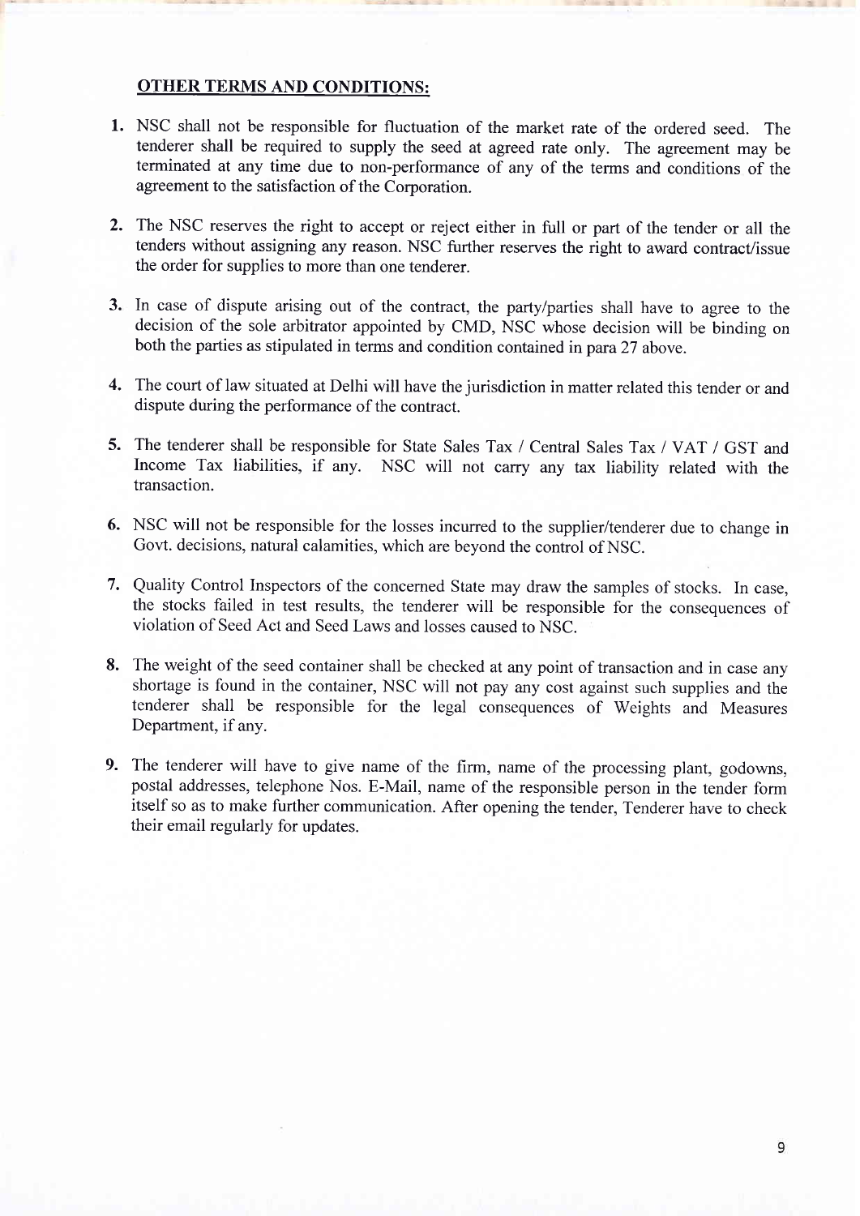## OTHER TERMS AND CONDITIONS:

1. NSC shall not be responsible for fluctuation of the market rate of the ordered seed. The tenderer shall be required to supply the seed at agreed rate only. The agreement may be terminated at any time due to non-performance of any of the terms and conditions of the agreement to the satisfaction of the Corporation.

2. The NSC reserves the right to accept or reject either in full or part of the tender or all the tenders without assigning any reason. NSC further reserves the right to award contract/issue the order for supplies to more than one tenderer.

3. In case of dispute arising out of the contract, the party/parties shall have to agree to the decision of the sole arbitrator appointed by CMD, NSC whose decision will be binding on both the parties as stipulated in terms and condition contained in para 27 above.

4. The court of law situated at Delhi will have the jurisdiction in matter related this tender or and dispute during the performance of the contract.

5. The tenderer shall be responsible for State Sales Tax / Central Sales Tax / VAT / GST and Income Tax liabilities, if any. NSC will not carry any tax liability related with the transaction.

6. NSC will not be responsible for the losses incurred to the supplier/tenderer due to change in Govt. decisions, natural calamities, which are beyond the control of NSC.

7. Quality Control Inspectors of the concerned State may draw the samples of stocks. In case, the stocks failed in test results, the tenderer will be responsible for the consequences of violation of Seed Act and Seed Laws and losses caused to NSC.

8. The weight of the seed container shall be checked at any point of transaction and in case any shortage is found in the container, NSC will not pay any cost against such supplies and the tenderer shall be responsible for the legal consequences of Weights and Measures Department, if any.

9. The tenderer will have to give name of the firm, name of the processing plant, godowns, postal addresses, telephone Nos. E-Mail, name of the responsible person in the tender form itself so as to make further communication. After opening the tender, Tenderer have to check their email regularly for updates.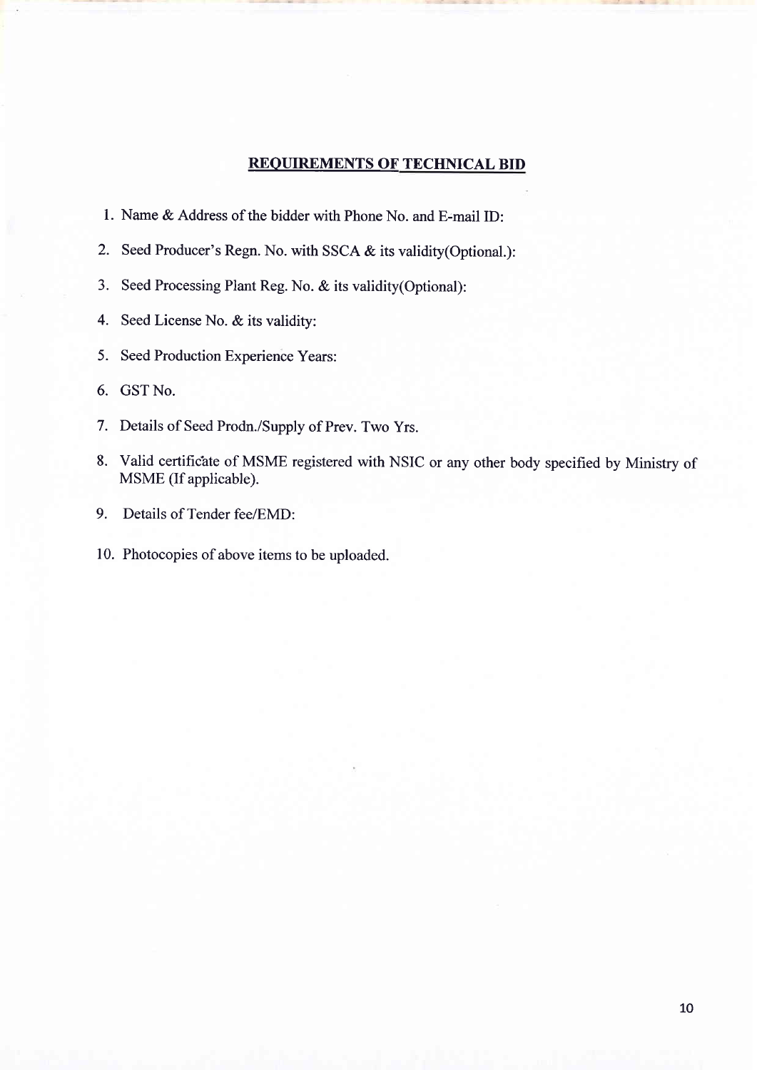## REQUIREMENTS OF TECHNICAL BID

1. Name & Address of the bidder with Phone No. and E-mail ID:
2. Seed Producer's Regn. No. with SSCA & its validity(Optional.):
3. Seed Processing Plant Reg. No. & its validity(Optional):
4. Seed License No. & its validity:
5. Seed Production Experience Years:
6. GST No.
7. Details of Seed Prodn./Supply of Prev. Two Yrs.
8. Valid certificate of MSME registered with NSIC or any other body specified by Ministry of MSME (If applicable).
9. Details of Tender fee/EMD:
10. Photocopies of above items to be uploaded.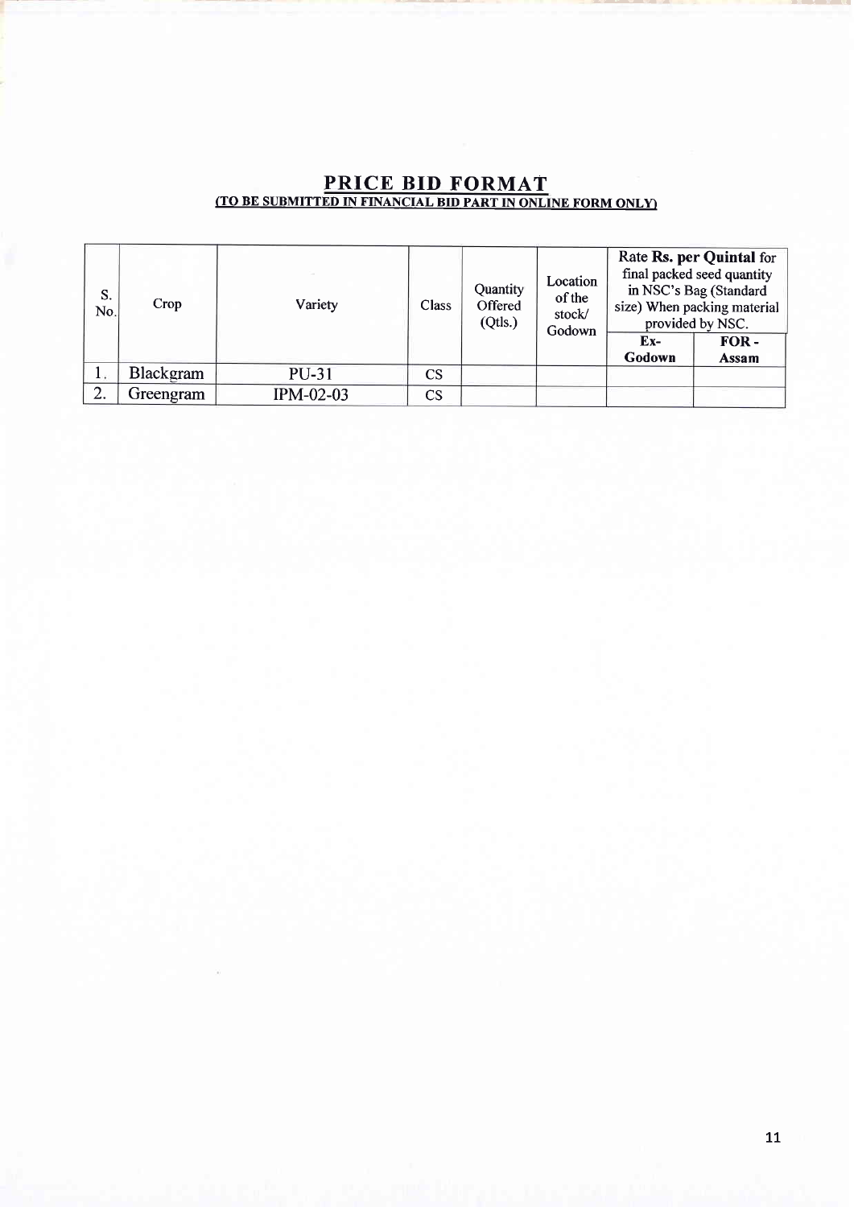# PRICE BID FORMAT

**(TO BE SUBMITTED IN FINANCIAL BID PART IN ONLINE FORM ONLY)**

| S. No. | Crop | Variety | Class | Quantity Offered (Qtls.) | Location of the stock/ Godown | Rate **Rs. per Quintal** for final packed seed quantity in NSC's Bag (Standard size) When packing material provided by NSC. | |
|---|---|---|---|---|---|---|---|
| | | | | | | **Ex-Godown** | **FOR - Assam** |
| 1. | Blackgram | PU-31 | CS | | | | |
| 2. | Greengram | IPM-02-03 | CS | | | | |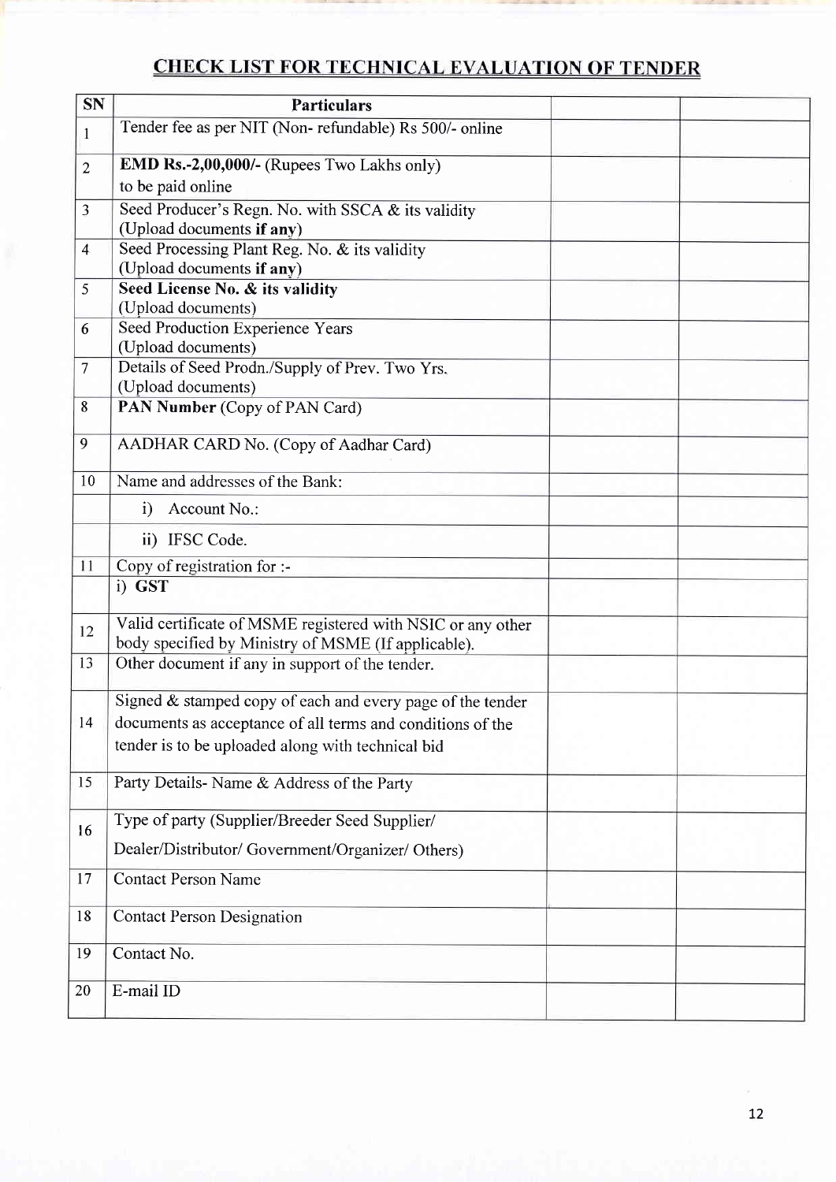## CHECK LIST FOR TECHNICAL EVALUATION OF TENDER

| SN | Particulars | | |
|---|---|---|---|
| 1 | Tender fee as per NIT (Non- refundable) Rs 500/- online | | |
| 2 | **EMD Rs.-2,00,000/-** (Rupees Two Lakhs only) to be paid online | | |
| 3 | Seed Producer's Regn. No. with SSCA & its validity (Upload documents **if any**) | | |
| 4 | Seed Processing Plant Reg. No. & its validity (Upload documents **if any**) | | |
| 5 | **Seed License No. & its validity** (Upload documents) | | |
| 6 | Seed Production Experience Years (Upload documents) | | |
| 7 | Details of Seed Prodn./Supply of Prev. Two Yrs. (Upload documents) | | |
| 8 | **PAN Number** (Copy of PAN Card) | | |
| 9 | AADHAR CARD No. (Copy of Aadhar Card) | | |
| 10 | Name and addresses of the Bank: | | |
| | i) Account No.: | | |
| | ii) IFSC Code. | | |
| 11 | Copy of registration for :- | | |
| | i) **GST** | | |
| 12 | Valid certificate of MSME registered with NSIC or any other body specified by Ministry of MSME (If applicable). | | |
| 13 | Other document if any in support of the tender. | | |
| 14 | Signed & stamped copy of each and every page of the tender documents as acceptance of all terms and conditions of the tender is to be uploaded along with technical bid | | |
| 15 | Party Details- Name & Address of the Party | | |
| 16 | Type of party (Supplier/Breeder Seed Supplier/ Dealer/Distributor/ Government/Organizer/ Others) | | |
| 17 | Contact Person Name | | |
| 18 | Contact Person Designation | | |
| 19 | Contact No. | | |
| 20 | E-mail ID | | |